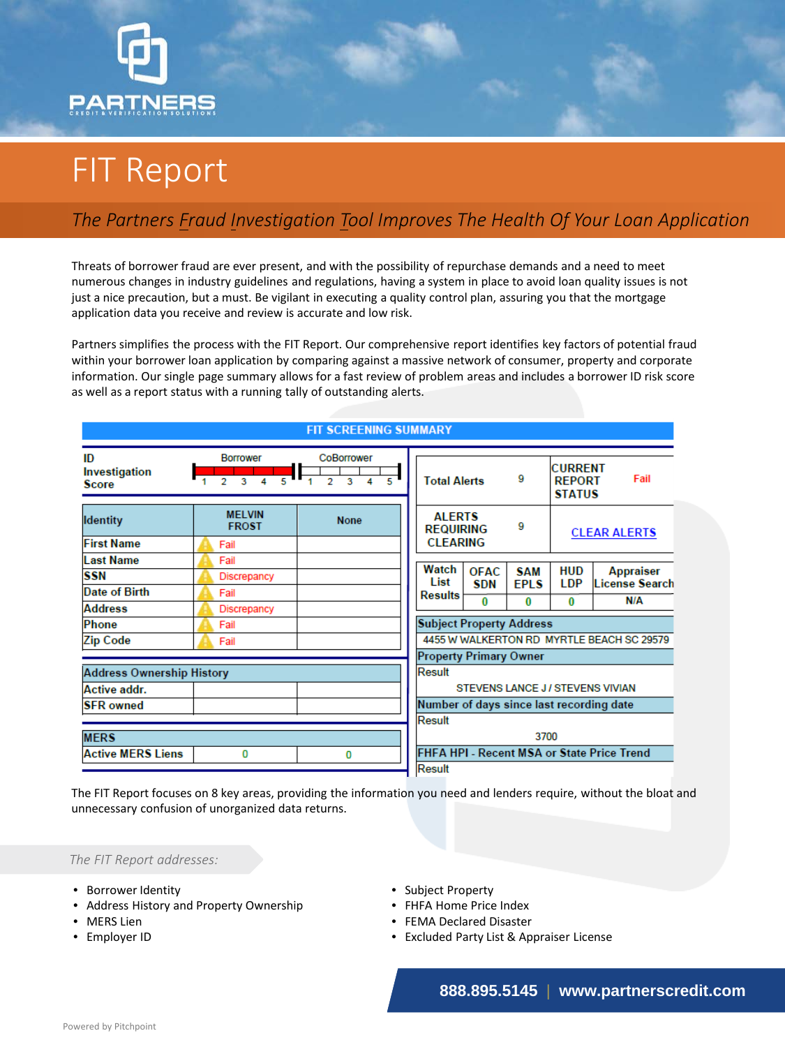PARTNERS
CREDIT & VERIFICATION SOLUTIONS

# FIT Report

*The Partners Fraud Investigation Tool Improves The Health Of Your Loan Application*

Threats of borrower fraud are ever present, and with the possibility of repurchase demands and a need to meet numerous changes in industry guidelines and regulations, having a system in place to avoid loan quality issues is not just a nice precaution, but a must. Be vigilant in executing a quality control plan, assuring you that the mortgage application data you receive and review is accurate and low risk.

Partners simplifies the process with the FIT Report. Our comprehensive report identifies key factors of potential fraud within your borrower loan application by comparing against a massive network of consumer, property and corporate information. Our single page summary allows for a fast review of problem areas and includes a borrower ID risk score as well as a report status with a running tally of outstanding alerts.

**FIT SCREENING SUMMARY**

| ID Investigation Score | Borrower (1 2 3 4 5) | CoBorrower (1 2 3 4 5) |
|---|---|---|
| **Identity** | **MELVIN FROST** | **None** |
| First Name | Fail | |
| Last Name | Fail | |
| SSN | Discrepancy | |
| Date of Birth | Fail | |
| Address | Discrepancy | |
| Phone | Fail | |
| Zip Code | Fail | |
| **Address Ownership History** | | |
| Active addr. | | |
| SFR owned | | |
| **MERS** | | |
| Active MERS Liens | 0 | 0 |

| Total Alerts | 9 | CURRENT REPORT STATUS | Fail |
|---|---|---|---|
| ALERTS REQUIRING CLEARING | 9 | CLEAR ALERTS | |

| Watch List Results | OFAC SDN | SAM EPLS | HUD LDP | Appraiser License Search |
|---|---|---|---|---|
| | 0 | 0 | 0 | N/A |

**Subject Property Address**
4455 W WALKERTON RD MYRTLE BEACH SC 29579

**Property Primary Owner**
Result
STEVENS LANCE J / STEVENS VIVIAN

**Number of days since last recording date**
Result
3700

**FHFA HPI - Recent MSA or State Price Trend**
Result

The FIT Report focuses on 8 key areas, providing the information you need and lenders require, without the bloat and unnecessary confusion of unorganized data returns.

*The FIT Report addresses:*

- Borrower Identity
- Address History and Property Ownership
- MERS Lien
- Employer ID
- Subject Property
- FHFA Home Price Index
- FEMA Declared Disaster
- Excluded Party List & Appraiser License

**888.895.5145 | www.partnerscredit.com**

Powered by Pitchpoint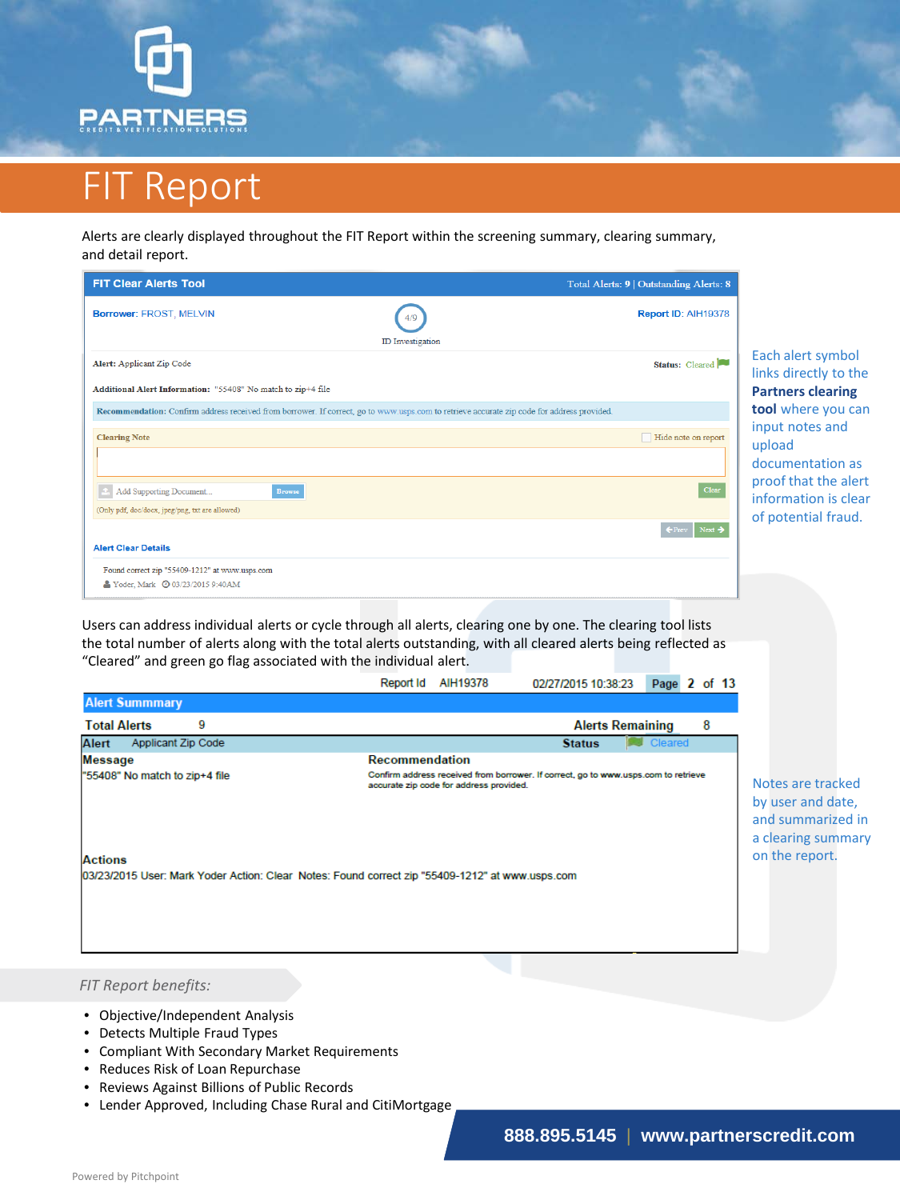# FIT Report

Alerts are clearly displayed throughout the FIT Report within the screening summary, clearing summary, and detail report.

**FIT Clear Alerts Tool** — Total Alerts: 9 | Outstanding Alerts: 8

Borrower: FROST, MELVIN — 4/9 ID Investigation — Report ID: AIH19378

Alert: Applicant Zip Code — Status: Cleared

Additional Alert Information: "55408" No match to zip+4 file

Recommendation: Confirm address received from borrower. If correct, go to www.usps.com to retrieve accurate zip code for address provided.

Clearing Note — Hide note on report

Add Supporting Document... Browse — Clear

(Only pdf, doc/docx, jpeg/png, txt are allowed)

Prev — Next

Alert Clear Details

Found correct zip "55409-1212" at www.usps.com

Yoder, Mark 03/23/2015 9:40AM

Each alert symbol links directly to the **Partners clearing tool** where you can input notes and upload documentation as proof that the alert information is clear of potential fraud.

Users can address individual alerts or cycle through all alerts, clearing one by one. The clearing tool lists the total number of alerts along with the total alerts outstanding, with all cleared alerts being reflected as "Cleared" and green go flag associated with the individual alert.

Report Id AIH19378 02/27/2015 10:38:23 Page 2 of 13

**Alert Summmary**

Total Alerts 9 — Alerts Remaining 8

Alert: Applicant Zip Code — Status: Cleared

**Message**

"55408" No match to zip+4 file

**Recommendation**

Confirm address received from borrower. If correct, go to www.usps.com to retrieve accurate zip code for address provided.

**Actions**

03/23/2015 User: Mark Yoder Action: Clear Notes: Found correct zip "55409-1212" at www.usps.com

Notes are tracked by user and date, and summarized in a clearing summary on the report.

*FIT Report benefits:*

- Objective/Independent Analysis
- Detects Multiple Fraud Types
- Compliant With Secondary Market Requirements
- Reduces Risk of Loan Repurchase
- Reviews Against Billions of Public Records
- Lender Approved, Including Chase Rural and CitiMortgage

888.895.5145 | www.partnerscredit.com